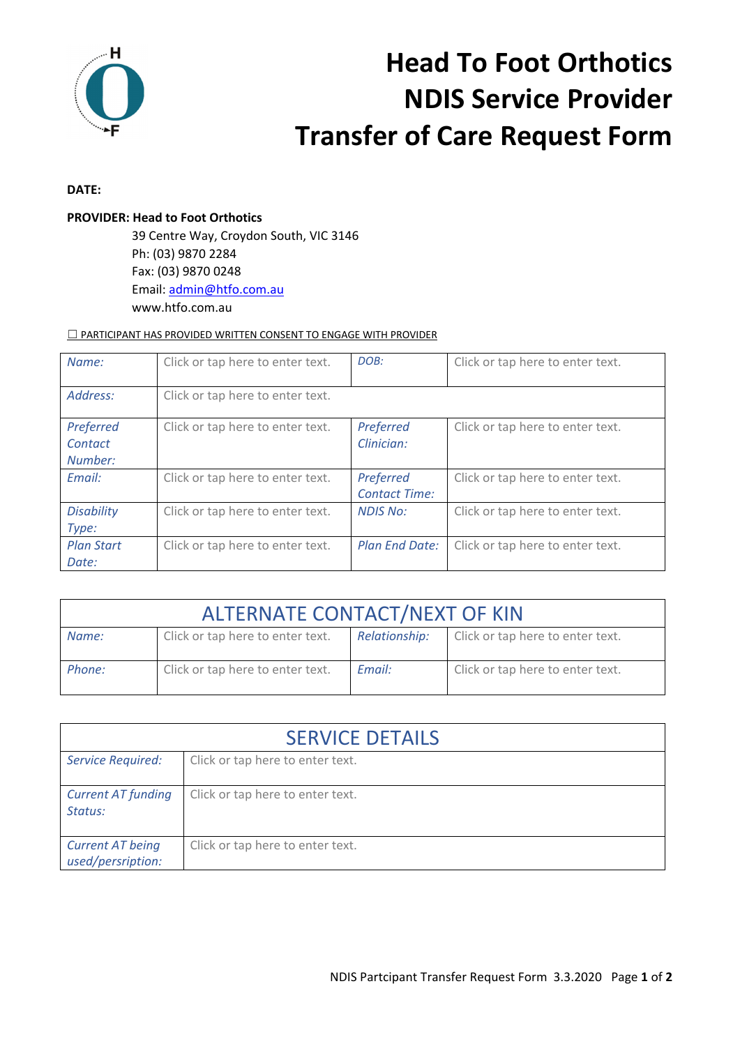# Head To Foot Orthotics
# NDIS Service Provider
# Transfer of Care Request Form

**DATE:**

**PROVIDER: Head to Foot Orthotics**

39 Centre Way, Croydon South, VIC 3146
Ph: (03) 9870 2284
Fax: (03) 9870 0248
Email: admin@htfo.com.au
www.htfo.com.au

☐ PARTICIPANT HAS PROVIDED WRITTEN CONSENT TO ENGAGE WITH PROVIDER

| *Name:* | Click or tap here to enter text. | *DOB:* | Click or tap here to enter text. |
|---|---|---|---|
| *Address:* | Click or tap here to enter text. | | |
| *Preferred Contact Number:* | Click or tap here to enter text. | *Preferred Clinician:* | Click or tap here to enter text. |
| *Email:* | Click or tap here to enter text. | *Preferred Contact Time:* | Click or tap here to enter text. |
| *Disability Type:* | Click or tap here to enter text. | *NDIS No:* | Click or tap here to enter text. |
| *Plan Start Date:* | Click or tap here to enter text. | *Plan End Date:* | Click or tap here to enter text. |

| ALTERNATE CONTACT/NEXT OF KIN | | | |
|---|---|---|---|
| *Name:* | Click or tap here to enter text. | *Relationship:* | Click or tap here to enter text. |
| *Phone:* | Click or tap here to enter text. | *Email:* | Click or tap here to enter text. |

| SERVICE DETAILS | |
|---|---|
| *Service Required:* | Click or tap here to enter text. |
| *Current AT funding Status:* | Click or tap here to enter text. |
| *Current AT being used/persription:* | Click or tap here to enter text. |

NDIS Partcipant Transfer Request Form 3.3.2020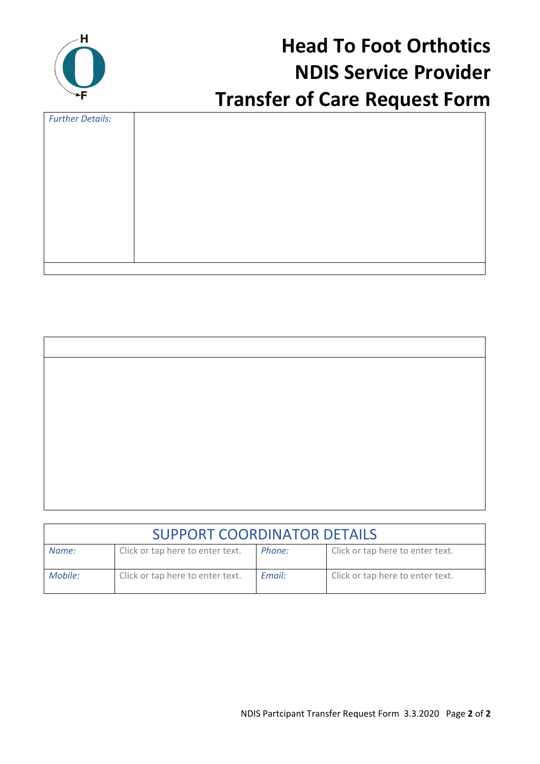# Head To Foot Orthotics
# NDIS Service Provider
# Transfer of Care Request Form

| | |
|---|---|
| *Further Details:* | |
| | |

| SUPPORT COORDINATOR DETAILS | | | |
|---|---|---|---|
| *Name:* | Click or tap here to enter text. | *Phone:* | Click or tap here to enter text. |
| *Mobile:* | Click or tap here to enter text. | *Email:* | Click or tap here to enter text. |